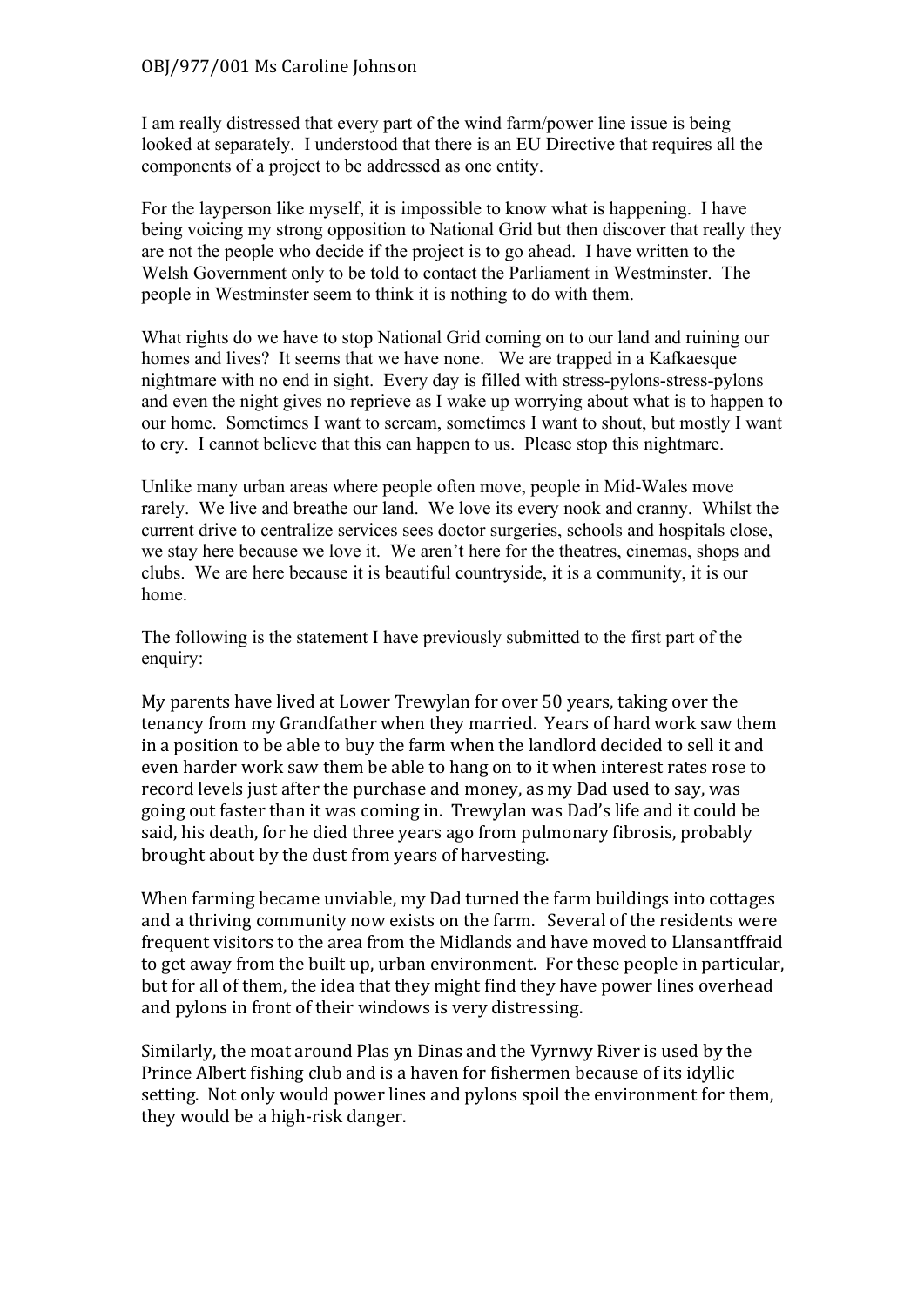OBJ/977/001 Ms Caroline Johnson

I am really distressed that every part of the wind farm/power line issue is being looked at separately. I understood that there is an EU Directive that requires all the components of a project to be addressed as one entity.

For the layperson like myself, it is impossible to know what is happening. I have being voicing my strong opposition to National Grid but then discover that really they are not the people who decide if the project is to go ahead. I have written to the Welsh Government only to be told to contact the Parliament in Westminster. The people in Westminster seem to think it is nothing to do with them.

What rights do we have to stop National Grid coming on to our land and ruining our homes and lives? It seems that we have none. We are trapped in a Kafkaesque nightmare with no end in sight. Every day is filled with stress-pylons-stress-pylons and even the night gives no reprieve as I wake up worrying about what is to happen to our home. Sometimes I want to scream, sometimes I want to shout, but mostly I want to cry. I cannot believe that this can happen to us. Please stop this nightmare.

Unlike many urban areas where people often move, people in Mid-Wales move rarely. We live and breathe our land. We love its every nook and cranny. Whilst the current drive to centralize services sees doctor surgeries, schools and hospitals close, we stay here because we love it. We aren't here for the theatres, cinemas, shops and clubs. We are here because it is beautiful countryside, it is a community, it is our home.

The following is the statement I have previously submitted to the first part of the enquiry:

My parents have lived at Lower Trewylan for over 50 years, taking over the tenancy from my Grandfather when they married. Years of hard work saw them in a position to be able to buy the farm when the landlord decided to sell it and even harder work saw them be able to hang on to it when interest rates rose to record levels just after the purchase and money, as my Dad used to say, was going out faster than it was coming in. Trewylan was Dad's life and it could be said, his death, for he died three years ago from pulmonary fibrosis, probably brought about by the dust from years of harvesting.

When farming became unviable, my Dad turned the farm buildings into cottages and a thriving community now exists on the farm. Several of the residents were frequent visitors to the area from the Midlands and have moved to Llansantffraid to get away from the built up, urban environment. For these people in particular, but for all of them, the idea that they might find they have power lines overhead and pylons in front of their windows is very distressing.

Similarly, the moat around Plas yn Dinas and the Vyrnwy River is used by the Prince Albert fishing club and is a haven for fishermen because of its idyllic setting. Not only would power lines and pylons spoil the environment for them, they would be a high-risk danger.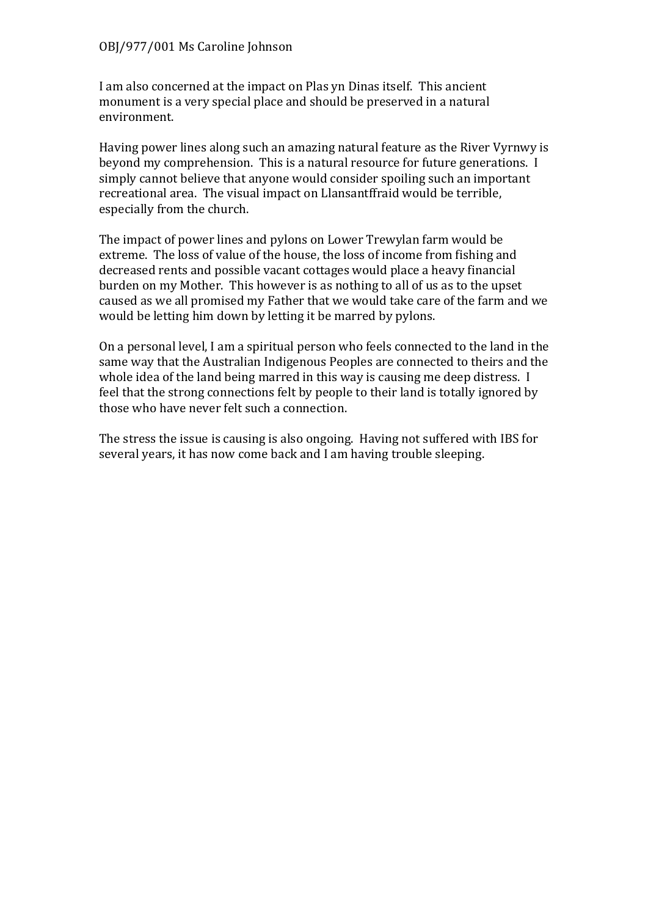I am also concerned at the impact on Plas yn Dinas itself. This ancient monument is a very special place and should be preserved in a natural environment.

Having power lines along such an amazing natural feature as the River Vyrnwy is beyond my comprehension. This is a natural resource for future generations. I simply cannot believe that anyone would consider spoiling such an important recreational area. The visual impact on Llansantffraid would be terrible, especially from the church.

The impact of power lines and pylons on Lower Trewylan farm would be extreme. The loss of value of the house, the loss of income from fishing and decreased rents and possible vacant cottages would place a heavy financial burden on my Mother. This however is as nothing to all of us as to the upset caused as we all promised my Father that we would take care of the farm and we would be letting him down by letting it be marred by pylons.

On a personal level, I am a spiritual person who feels connected to the land in the same way that the Australian Indigenous Peoples are connected to theirs and the whole idea of the land being marred in this way is causing me deep distress. I feel that the strong connections felt by people to their land is totally ignored by those who have never felt such a connection.

The stress the issue is causing is also ongoing. Having not suffered with IBS for several years, it has now come back and I am having trouble sleeping.